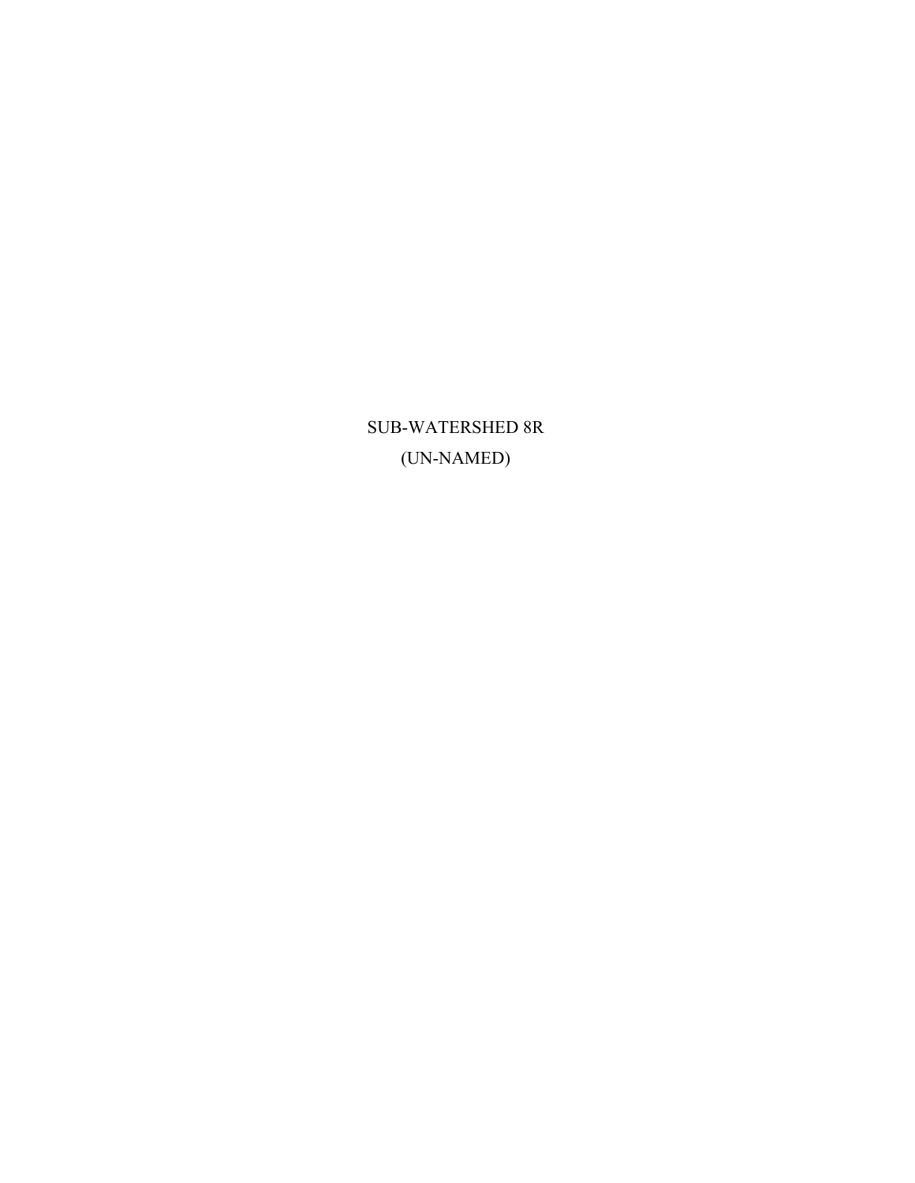# SUB-WATERSHED 8R

## (UN-NAMED)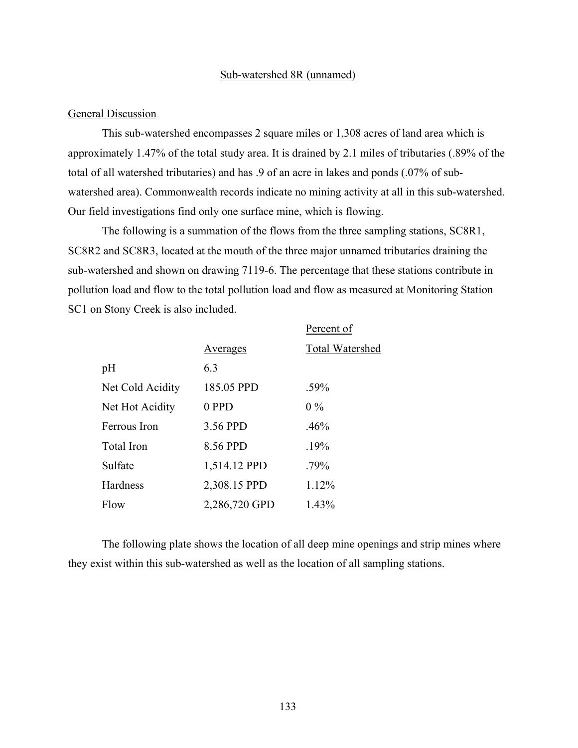## Sub-watershed 8R (unnamed)

### General Discussion

This sub-watershed encompasses 2 square miles or 1,308 acres of land area which is approximately 1.47% of the total study area. It is drained by 2.1 miles of tributaries (.89% of the total of all watershed tributaries) and has .9 of an acre in lakes and ponds (.07% of sub-watershed area). Commonwealth records indicate no mining activity at all in this sub-watershed. Our field investigations find only one surface mine, which is flowing.

The following is a summation of the flows from the three sampling stations, SC8R1, SC8R2 and SC8R3, located at the mouth of the three major unnamed tributaries draining the sub-watershed and shown on drawing 7119-6. The percentage that these stations contribute in pollution load and flow to the total pollution load and flow as measured at Monitoring Station SC1 on Stony Creek is also included.

| | Averages | Percent of Total Watershed |
|---|---|---|
| pH | 6.3 | |
| Net Cold Acidity | 185.05 PPD | .59% |
| Net Hot Acidity | 0 PPD | 0 % |
| Ferrous Iron | 3.56 PPD | .46% |
| Total Iron | 8.56 PPD | .19% |
| Sulfate | 1,514.12 PPD | .79% |
| Hardness | 2,308.15 PPD | 1.12% |
| Flow | 2,286,720 GPD | 1.43% |

The following plate shows the location of all deep mine openings and strip mines where they exist within this sub-watershed as well as the location of all sampling stations.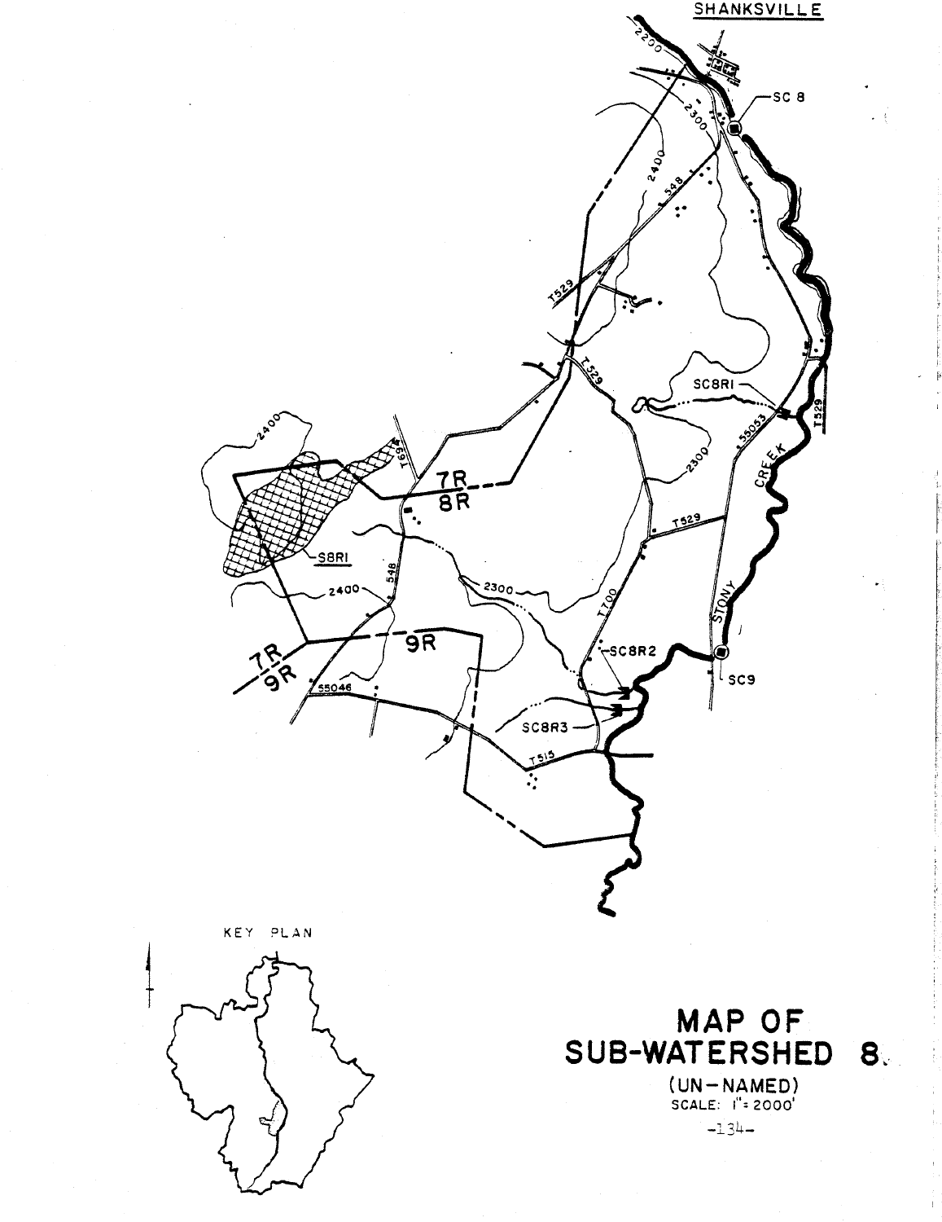SHANKSVILLE

SC 8

SC8R1

STONY CREEK

S8R1

7R
8R

7R
9R

9R

SC8R2

SC8R3

SC9

KEY PLAN

# MAP OF SUB-WATERSHED 8

(UN-NAMED)

SCALE: 1" = 2000'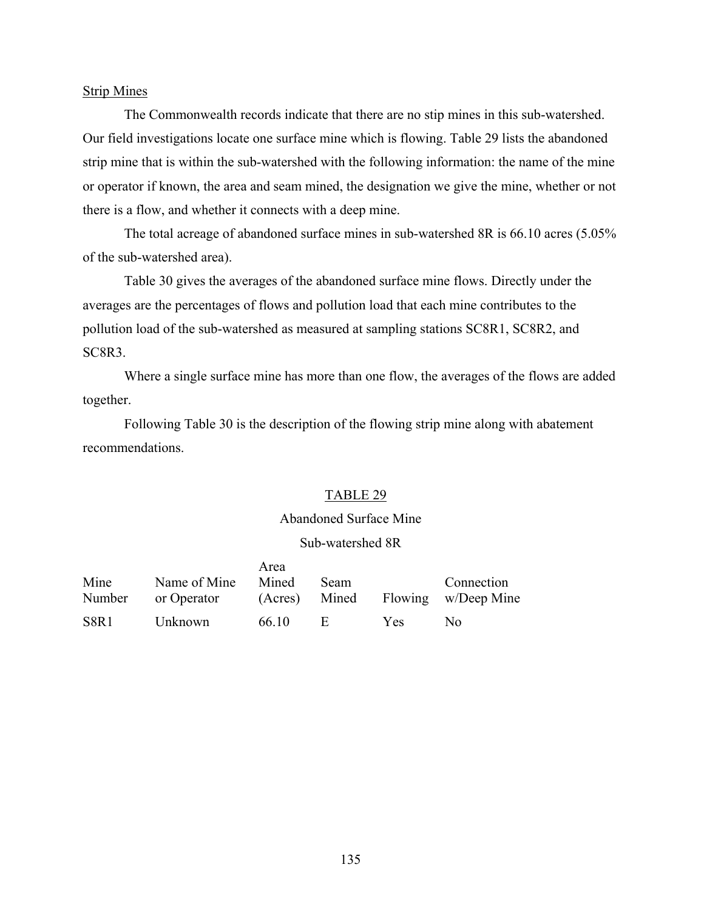Strip Mines

The Commonwealth records indicate that there are no stip mines in this sub-watershed. Our field investigations locate one surface mine which is flowing. Table 29 lists the abandoned strip mine that is within the sub-watershed with the following information: the name of the mine or operator if known, the area and seam mined, the designation we give the mine, whether or not there is a flow, and whether it connects with a deep mine.

The total acreage of abandoned surface mines in sub-watershed 8R is 66.10 acres (5.05% of the sub-watershed area).

Table 30 gives the averages of the abandoned surface mine flows. Directly under the averages are the percentages of flows and pollution load that each mine contributes to the pollution load of the sub-watershed as measured at sampling stations SC8R1, SC8R2, and SC8R3.

Where a single surface mine has more than one flow, the averages of the flows are added together.

Following Table 30 is the description of the flowing strip mine along with abatement recommendations.

TABLE 29

Abandoned Surface Mine

Sub-watershed 8R

| Mine Number | Name of Mine or Operator | Area Mined (Acres) | Seam Mined | Flowing | Connection w/Deep Mine |
|---|---|---|---|---|---|
| S8R1 | Unknown | 66.10 | E | Yes | No |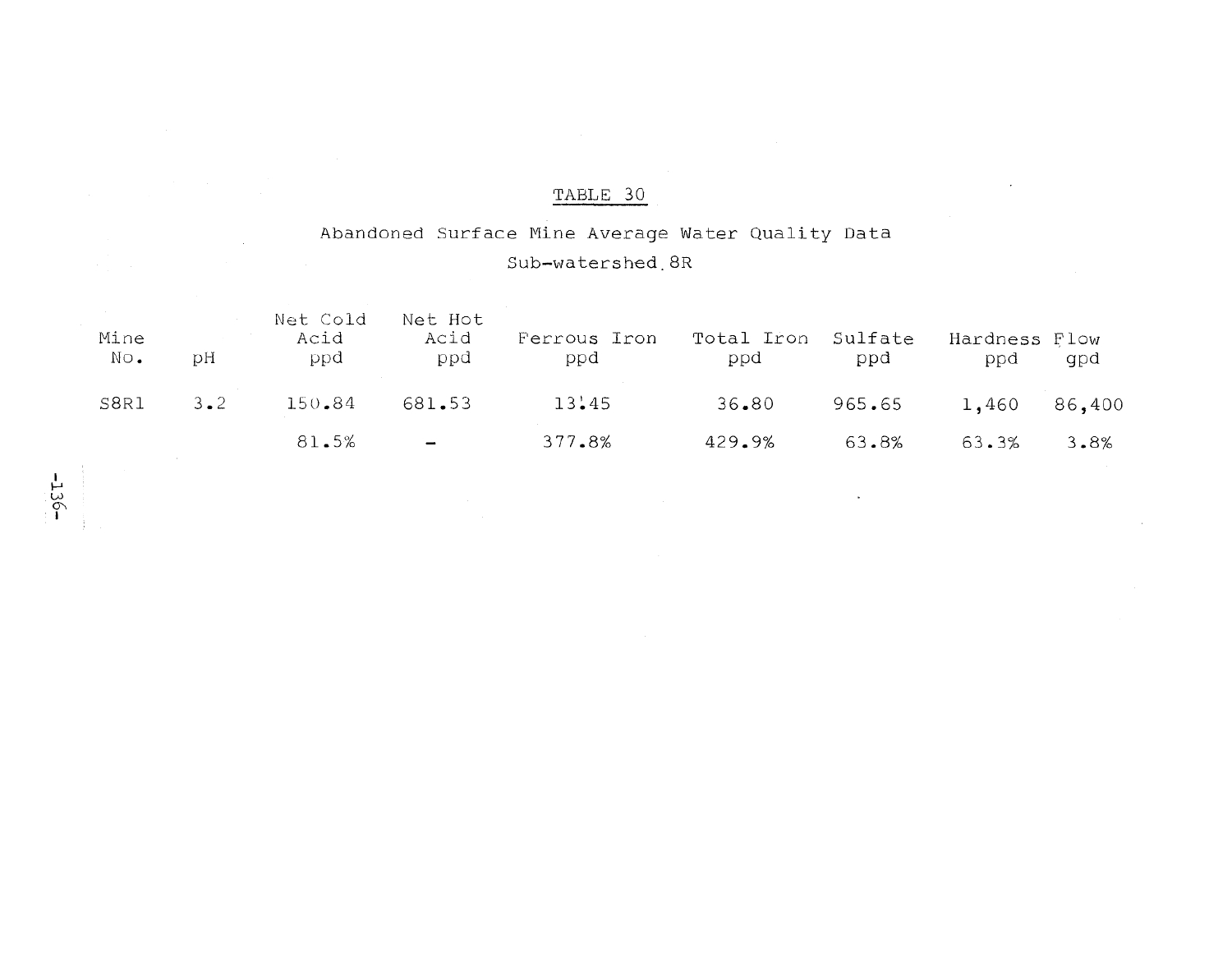# TABLE 30

## Abandoned Surface Mine Average Water Quality Data

### Sub-watershed 8R

| Mine No. | pH | Net Cold Acid ppd | Net Hot Acid ppd | Ferrous Iron ppd | Total Iron ppd | Sulfate ppd | Hardness ppd | Flow gpd |
|---|---|---|---|---|---|---|---|---|
| S8R1 | 3.2 | 150.84 | 681.53 | 13.45 | 36.80 | 965.65 | 1,460 | 86,400 |
| | | 81.5% | - | 377.8% | 429.9% | 63.8% | 63.3% | 3.8% |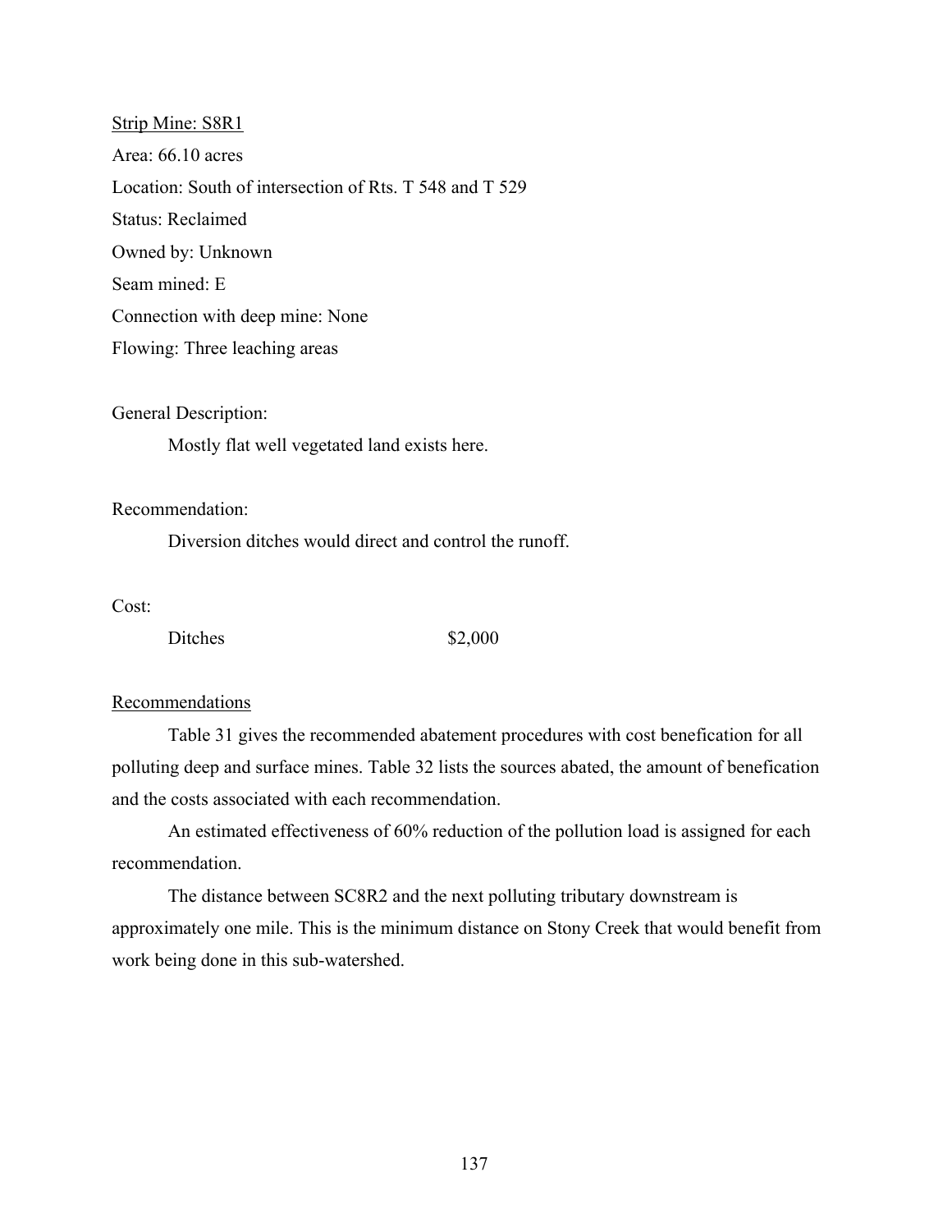Strip Mine: S8R1

Area: 66.10 acres

Location: South of intersection of Rts. T 548 and T 529

Status: Reclaimed

Owned by: Unknown

Seam mined: E

Connection with deep mine: None

Flowing: Three leaching areas

General Description:

Mostly flat well vegetated land exists here.

Recommendation:

Diversion ditches would direct and control the runoff.

Cost:

| | |
|---|---|
| Ditches | $2,000 |

Recommendations

Table 31 gives the recommended abatement procedures with cost benefication for all polluting deep and surface mines. Table 32 lists the sources abated, the amount of benefication and the costs associated with each recommendation.

An estimated effectiveness of 60% reduction of the pollution load is assigned for each recommendation.

The distance between SC8R2 and the next polluting tributary downstream is approximately one mile. This is the minimum distance on Stony Creek that would benefit from work being done in this sub-watershed.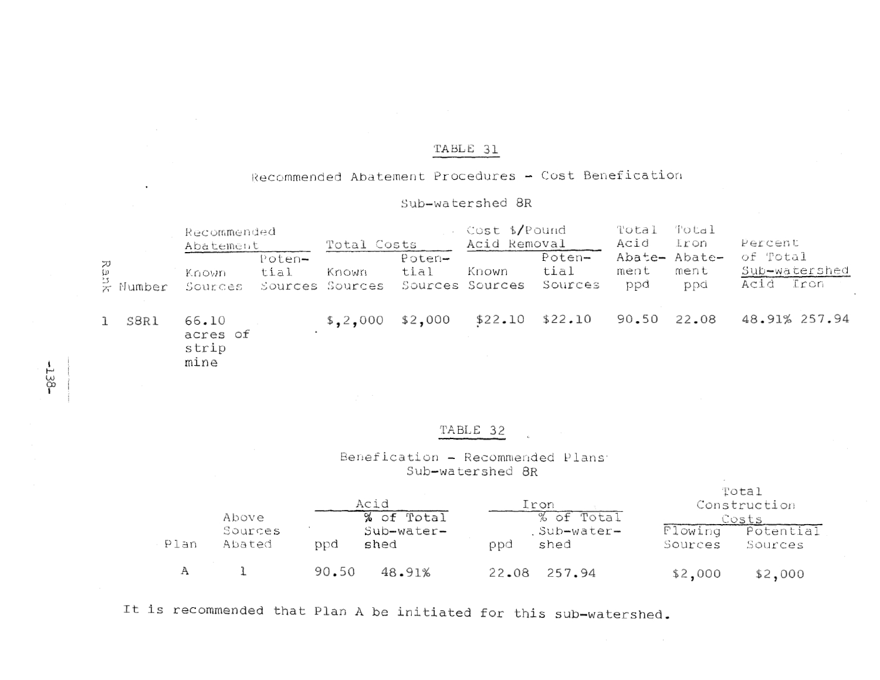TABLE 31

Recommended Abatement Procedures - Cost Benefication

Sub-watershed 8R

| Rank | Number | Recommended Abatement | | Total Costs | | Cost $/Pound Acid Removal | | Total Acid Abatement ppd | Total Iron Abatement ppd | Percent of Total Sub-watershed | |
|---|---|---|---|---|---|---|---|---|---|---|---|
| | | Known Sources | Potential Sources | Known Sources | Potential Sources | Known Sources | Potential Sources | | | Acid | Iron |
| 1 | S8R1 | 66.10 acres of strip mine | | $,2,000 | $2,000 | $22.10 | $22.10 | 90.50 | 22.08 | 48.91% | 257.94 |

TABLE 32

Benefication - Recommended Plans
Sub-watershed 8R

| Plan | Above Sources Abated | Acid | | Iron | | Total Construction Costs | |
|---|---|---|---|---|---|---|---|
| | | ppd | % of Total Sub-watershed | ppd | % of Total Sub-watershed | Flowing Sources | Potential Sources |
| A | 1 | 90.50 | 48.91% | 22.08 | 257.94 | $2,000 | $2,000 |

It is recommended that Plan A be initiated for this sub-watershed.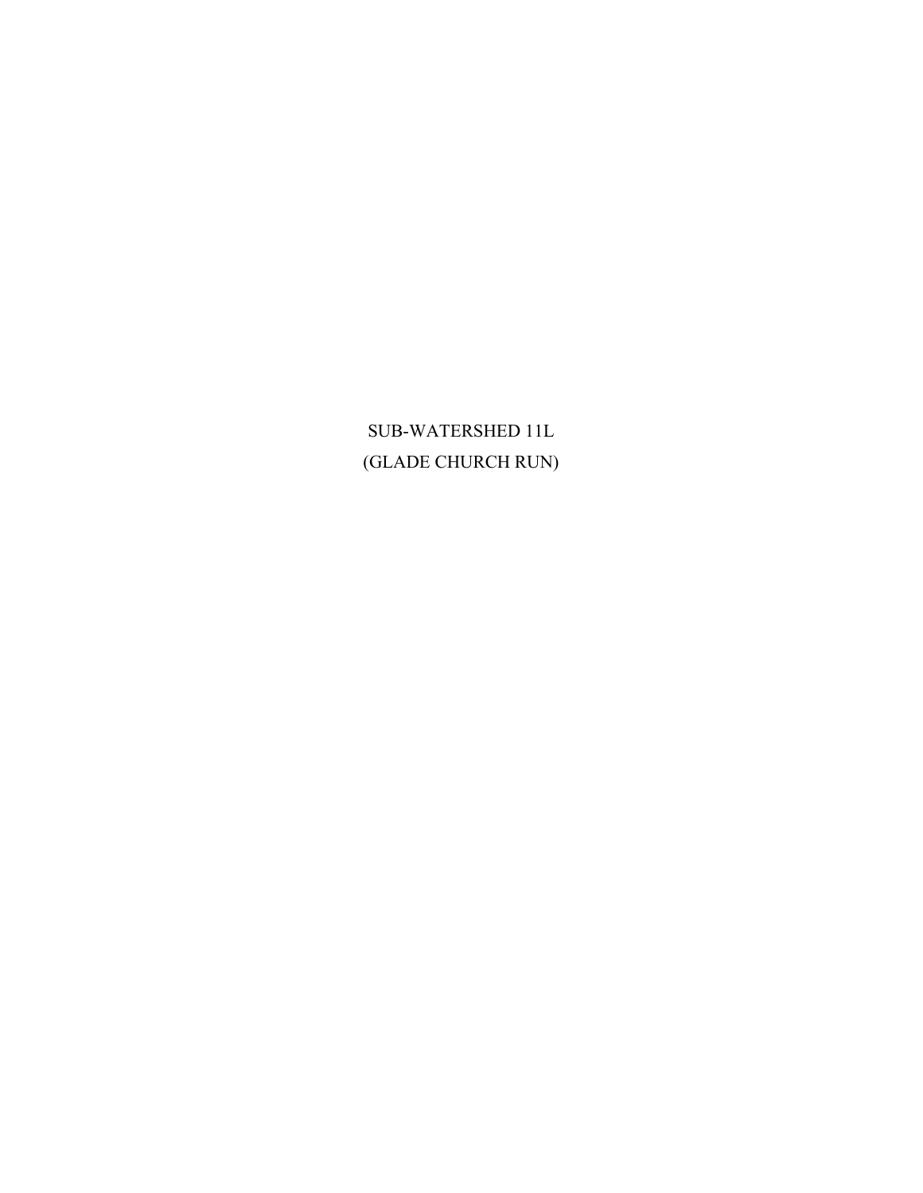SUB-WATERSHED 11L
(GLADE CHURCH RUN)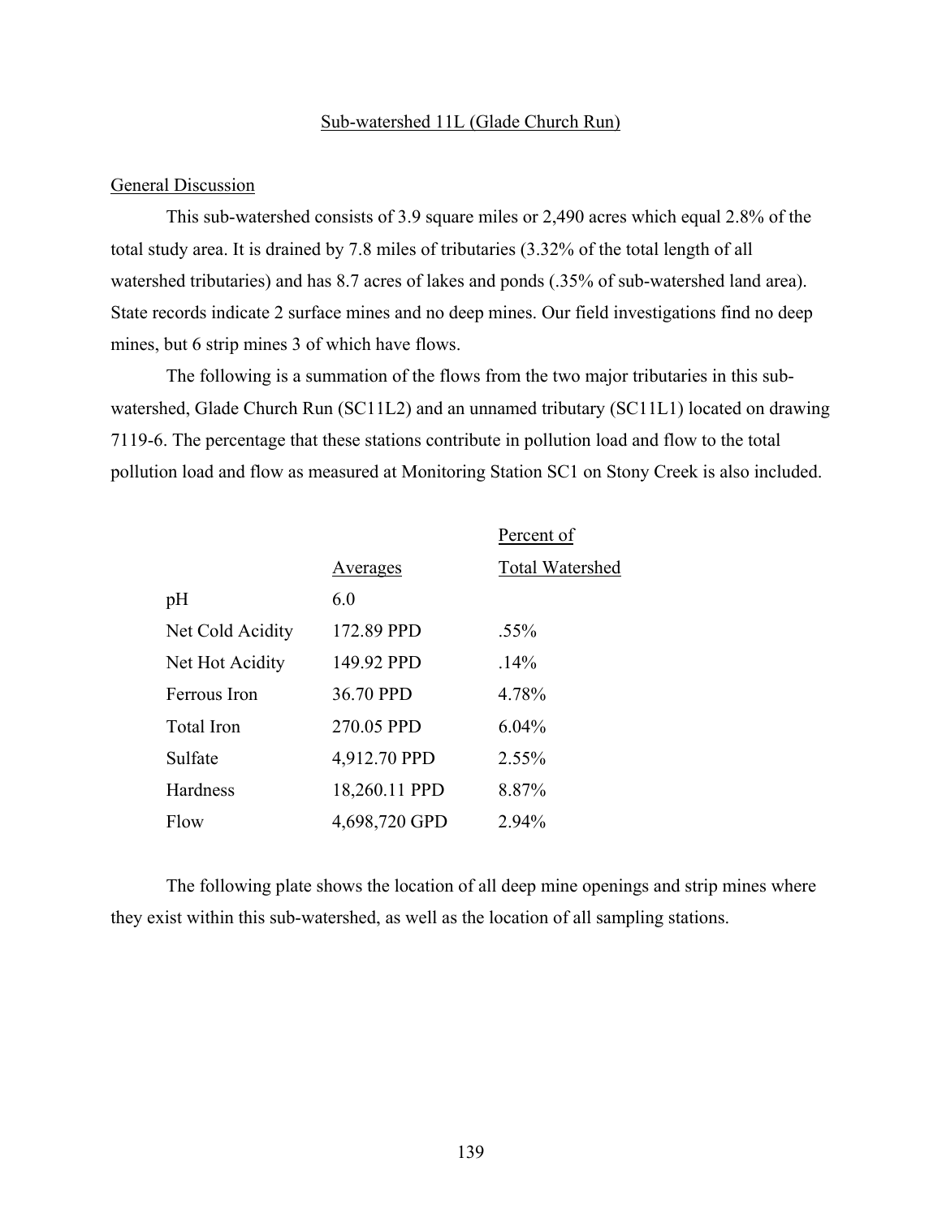## Sub-watershed 11L (Glade Church Run)

### General Discussion

This sub-watershed consists of 3.9 square miles or 2,490 acres which equal 2.8% of the total study area. It is drained by 7.8 miles of tributaries (3.32% of the total length of all watershed tributaries) and has 8.7 acres of lakes and ponds (.35% of sub-watershed land area). State records indicate 2 surface mines and no deep mines. Our field investigations find no deep mines, but 6 strip mines 3 of which have flows.

The following is a summation of the flows from the two major tributaries in this sub-watershed, Glade Church Run (SC11L2) and an unnamed tributary (SC11L1) located on drawing 7119-6. The percentage that these stations contribute in pollution load and flow to the total pollution load and flow as measured at Monitoring Station SC1 on Stony Creek is also included.

| | Averages | Percent of Total Watershed |
|---|---|---|
| pH | 6.0 | |
| Net Cold Acidity | 172.89 PPD | .55% |
| Net Hot Acidity | 149.92 PPD | .14% |
| Ferrous Iron | 36.70 PPD | 4.78% |
| Total Iron | 270.05 PPD | 6.04% |
| Sulfate | 4,912.70 PPD | 2.55% |
| Hardness | 18,260.11 PPD | 8.87% |
| Flow | 4,698,720 GPD | 2.94% |

The following plate shows the location of all deep mine openings and strip mines where they exist within this sub-watershed, as well as the location of all sampling stations.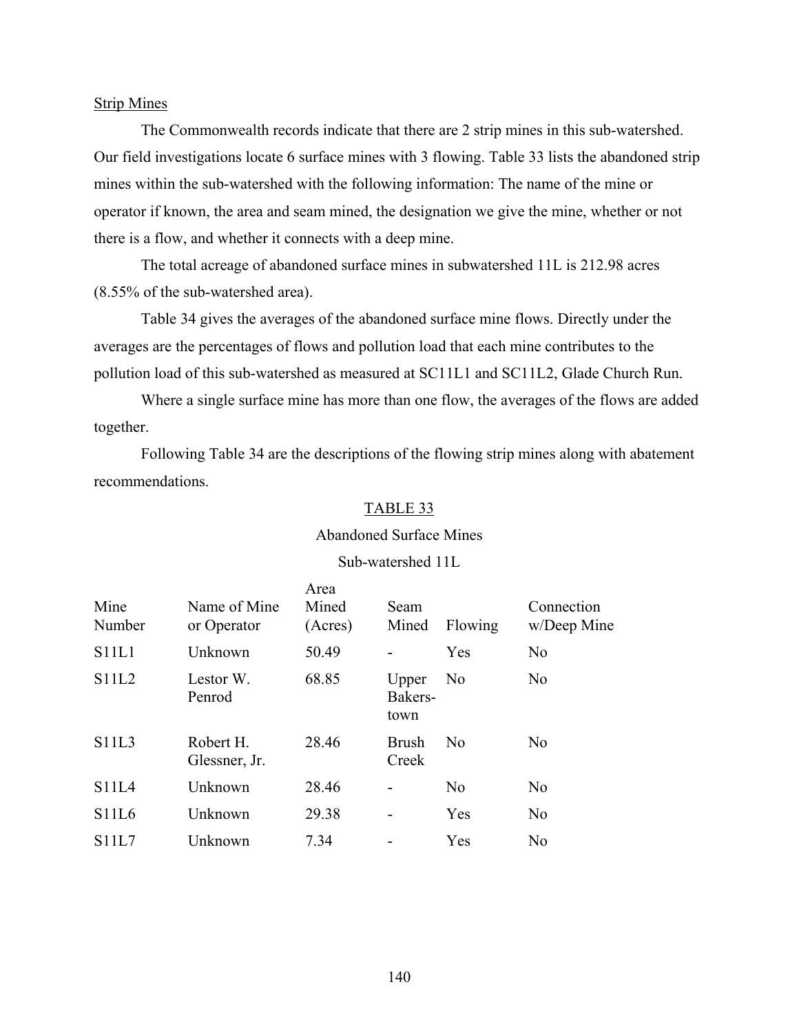Strip Mines

The Commonwealth records indicate that there are 2 strip mines in this sub-watershed. Our field investigations locate 6 surface mines with 3 flowing. Table 33 lists the abandoned strip mines within the sub-watershed with the following information: The name of the mine or operator if known, the area and seam mined, the designation we give the mine, whether or not there is a flow, and whether it connects with a deep mine.

The total acreage of abandoned surface mines in subwatershed 11L is 212.98 acres (8.55% of the sub-watershed area).

Table 34 gives the averages of the abandoned surface mine flows. Directly under the averages are the percentages of flows and pollution load that each mine contributes to the pollution load of this sub-watershed as measured at SC11L1 and SC11L2, Glade Church Run.

Where a single surface mine has more than one flow, the averages of the flows are added together.

Following Table 34 are the descriptions of the flowing strip mines along with abatement recommendations.

TABLE 33

Abandoned Surface Mines

Sub-watershed 11L

| Mine Number | Name of Mine or Operator | Area Mined (Acres) | Seam Mined | Flowing | Connection w/Deep Mine |
|---|---|---|---|---|---|
| S11L1 | Unknown | 50.49 | - | Yes | No |
| S11L2 | Lestor W. Penrod | 68.85 | Upper Bakers-town | No | No |
| S11L3 | Robert H. Glessner, Jr. | 28.46 | Brush Creek | No | No |
| S11L4 | Unknown | 28.46 | - | No | No |
| S11L6 | Unknown | 29.38 | - | Yes | No |
| S11L7 | Unknown | 7.34 | - | Yes | No |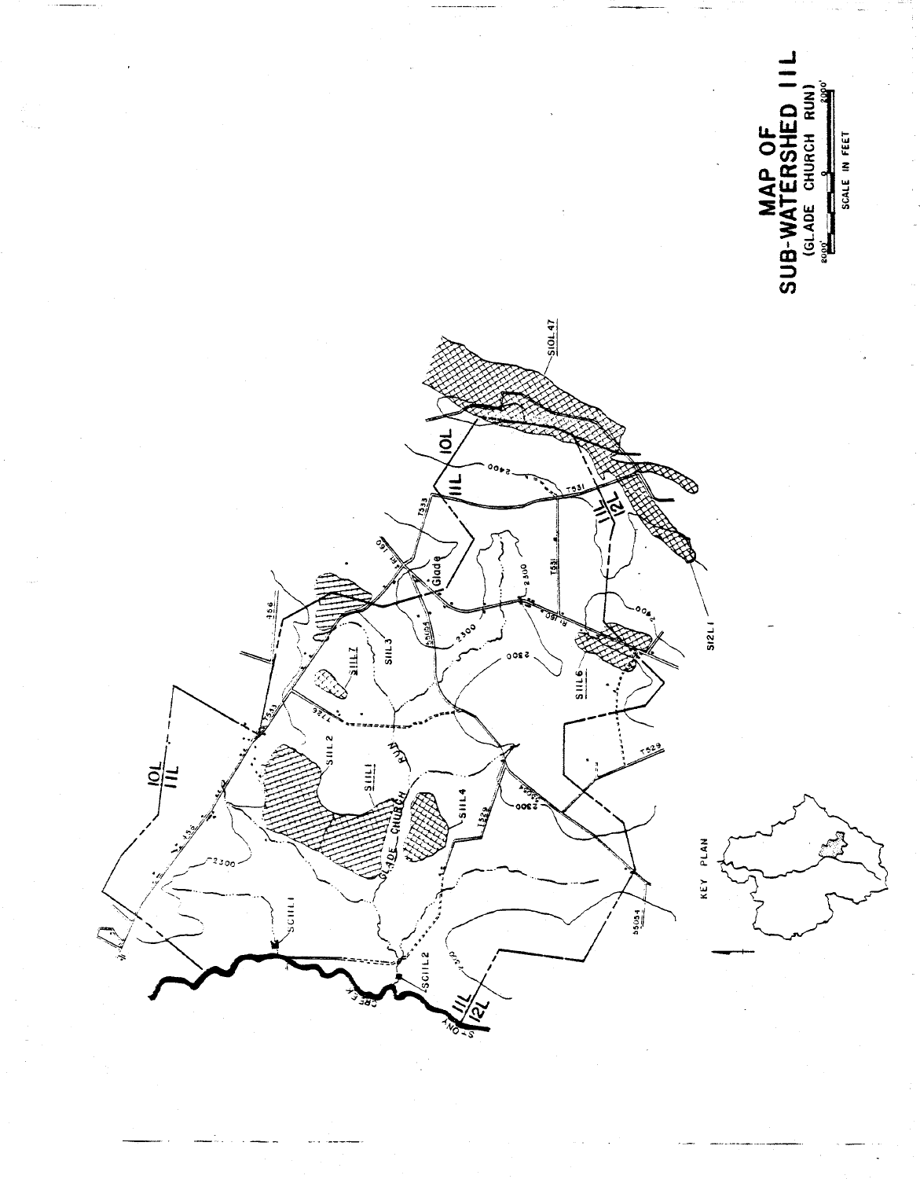# MAP OF SUB-WATERSHED 11L

(GLADE CHURCH RUN)

2000' 0 2000'

SCALE IN FEET

KEY PLAN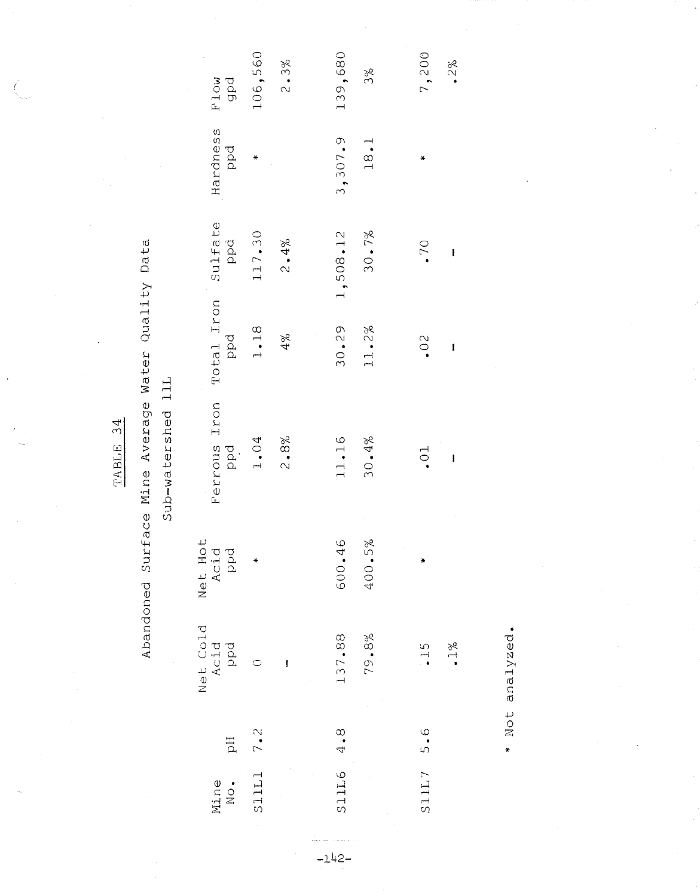TABLE 34

Abandoned Surface Mine Average Water Quality Data

Sub-watershed 11L

| Mine No. | pH | Net Cold Acid ppd | Net Hot Acid ppd | Ferrous Iron ppd | Total Iron ppd | Sulfate ppd | Hardness ppd | Flow gpd |
|---|---|---|---|---|---|---|---|---|
| S11L1 | 7.2 | 0 | * | 1.04 | 1.18 | 117.30 | * | 106,560 |
| | | - | | 2.8% | 4% | 2.4% | | 2.3% |
| S11L6 | 4.8 | 137.88 | 600.46 | 11.16 | 30.29 | 1,508.12 | 3,307.9 | 139,680 |
| | | 79.8% | 400.5% | 30.4% | 11.2% | 30.7% | 18.1 | 3% |
| S11L7 | 5.6 | .15 | * | .01 | .02 | .70 | * | 7,200 |
| | | .1% | | - | - | - | | .2% |

* Not analyzed.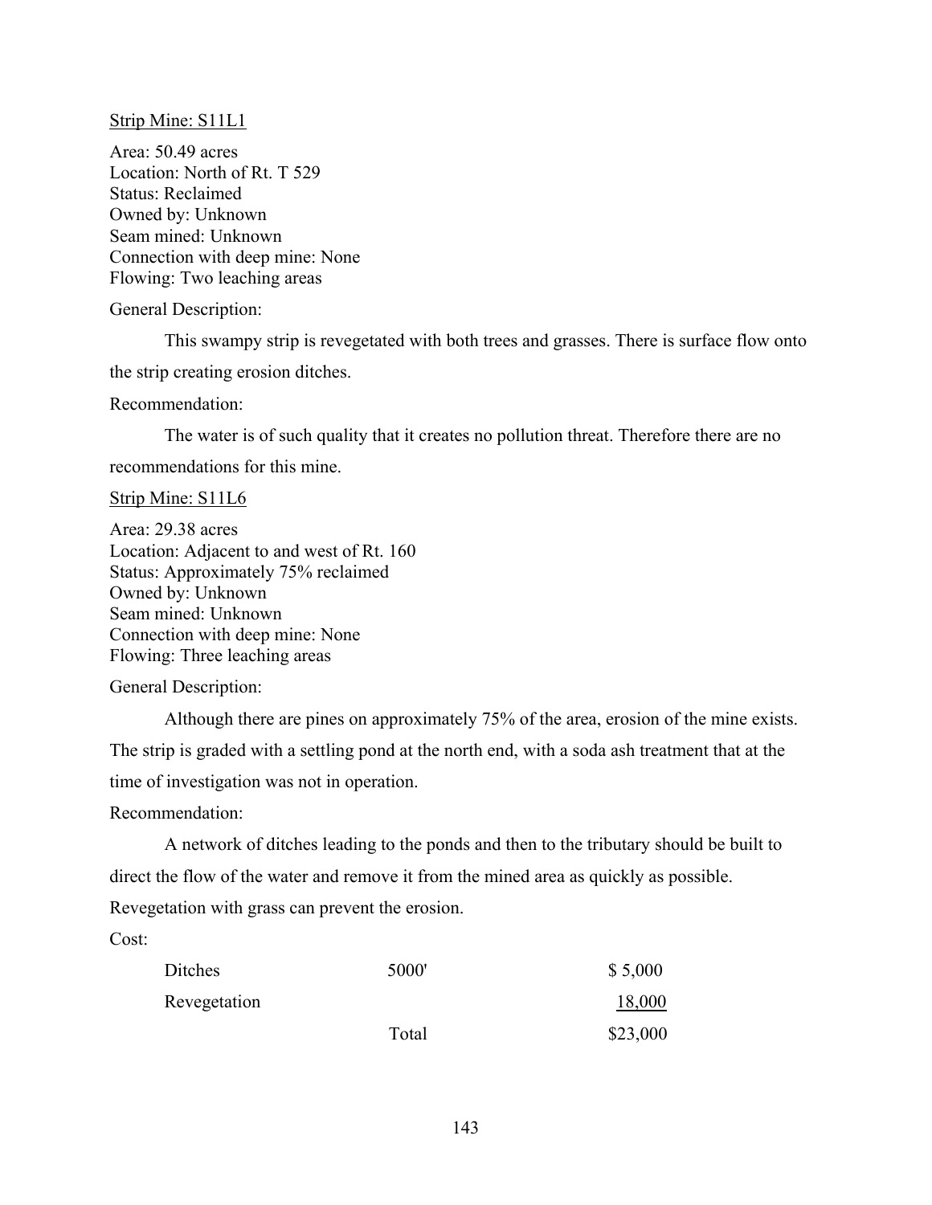Strip Mine: S11L1

Area: 50.49 acres
Location: North of Rt. T 529
Status: Reclaimed
Owned by: Unknown
Seam mined: Unknown
Connection with deep mine: None
Flowing: Two leaching areas

General Description:

This swampy strip is revegetated with both trees and grasses. There is surface flow onto the strip creating erosion ditches.

Recommendation:

The water is of such quality that it creates no pollution threat. Therefore there are no recommendations for this mine.

Strip Mine: S11L6

Area: 29.38 acres
Location: Adjacent to and west of Rt. 160
Status: Approximately 75% reclaimed
Owned by: Unknown
Seam mined: Unknown
Connection with deep mine: None
Flowing: Three leaching areas

General Description:

Although there are pines on approximately 75% of the area, erosion of the mine exists. The strip is graded with a settling pond at the north end, with a soda ash treatment that at the time of investigation was not in operation.

Recommendation:

A network of ditches leading to the ponds and then to the tributary should be built to direct the flow of the water and remove it from the mined area as quickly as possible. Revegetation with grass can prevent the erosion.

Cost:

| | | |
|---|---|---|
| Ditches | 5000' | $ 5,000 |
| Revegetation | | 18,000 |
| | Total | $23,000 |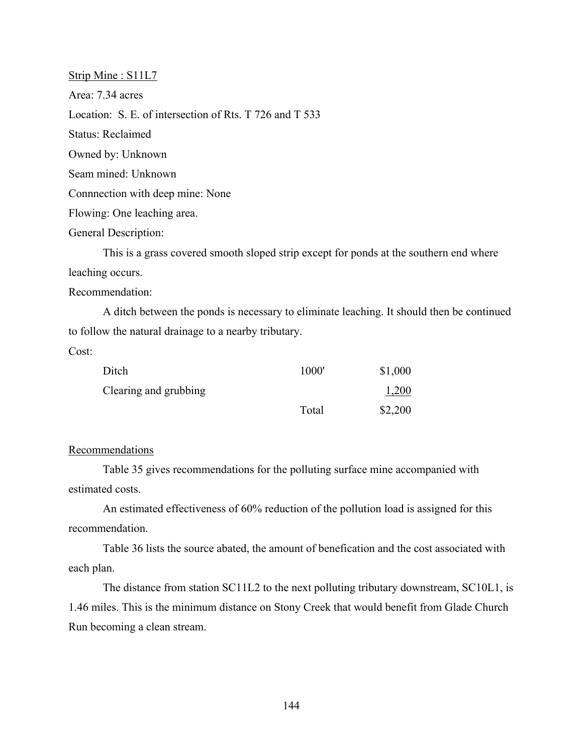Strip Mine : S11L7

Area: 7.34 acres

Location: S. E. of intersection of Rts. T 726 and T 533

Status: Reclaimed

Owned by: Unknown

Seam mined: Unknown

Connnection with deep mine: None

Flowing: One leaching area.

General Description:

This is a grass covered smooth sloped strip except for ponds at the southern end where leaching occurs.

Recommendation:

A ditch between the ponds is necessary to eliminate leaching. It should then be continued to follow the natural drainage to a nearby tributary.

Cost:

| | | |
|---|---|---|
| Ditch | 1000' | $1,000 |
| Clearing and grubbing | | 1,200 |
| | Total | $2,200 |

Recommendations

Table 35 gives recommendations for the polluting surface mine accompanied with estimated costs.

An estimated effectiveness of 60% reduction of the pollution load is assigned for this recommendation.

Table 36 lists the source abated, the amount of benefication and the cost associated with each plan.

The distance from station SC11L2 to the next polluting tributary downstream, SC10L1, is 1.46 miles. This is the minimum distance on Stony Creek that would benefit from Glade Church Run becoming a clean stream.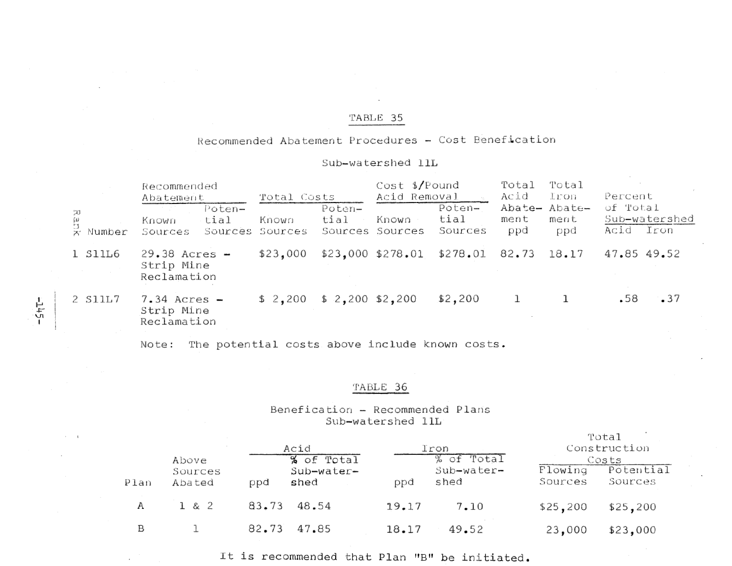TABLE 35

Recommended Abatement Procedures - Cost Benefication

Sub-watershed 11L

| Rank | Number | Recommended Abatement | | Total Costs | | Cost $/Pound Acid Removal | | Total Acid Abatement ppd | Total Iron Abatement ppd | Percent of Total Sub-watershed | |
|---|---|---|---|---|---|---|---|---|---|---|---|
| | | Known Sources | Potential Sources | Known Sources | Potential Sources | Known Sources | Potential Sources | | | Acid | Iron |
| 1 | S11L6 | 29.38 Acres - Strip Mine Reclamation | | $23,000 | $23,000 | $278.01 | $278.01 | 82.73 | 18.17 | 47.85 | 49.52 |
| 2 | S11L7 | 7.34 Acres - Strip Mine Reclamation | | $ 2,200 | $ 2,200 | $2,200 | $2,200 | 1 | 1 | .58 | .37 |

Note: The potential costs above include known costs.

TABLE 36

Benefication - Recommended Plans
Sub-watershed 11L

| Plan | Above Sources Abated | Acid | | Iron | | Total Construction Costs | |
|---|---|---|---|---|---|---|---|
| | | ppd | % of Total Sub-watershed | ppd | % of Total Sub-watershed | Flowing Sources | Potential Sources |
| A | 1 & 2 | 83.73 | 48.54 | 19.17 | 7.10 | $25,200 | $25,200 |
| B | 1 | 82.73 | 47.85 | 18.17 | 49.52 | 23,000 | $23,000 |

It is recommended that Plan "B" be initiated.